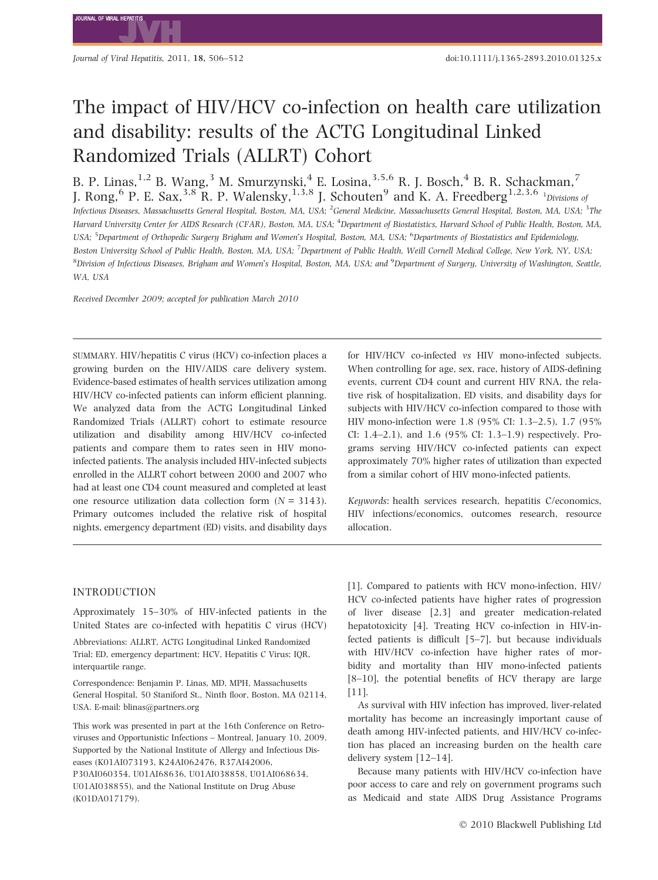# The impact of HIV/HCV co-infection on health care utilization and disability: results of the ACTG Longitudinal Linked Randomized Trials (ALLRT) Cohort

B. P. Linas,[1,2] B. Wang,[3] M. Smurzynski,[4] E. Losina,[3,5,6] R. J. Bosch,[4] B. R. Schackman,[7] J. Rong,[6] P. E. Sax,[3,8] R. P. Walensky,[1,3,8] J. Schouten[9] and K. A. Freedberg[1,2,3,6] [1]Divisions of Infectious Diseases, Massachusetts General Hospital, Boston, MA, USA; [2]General Medicine, Massachusetts General Hospital, Boston, MA, USA; [3]The Harvard University Center for AIDS Research (CFAR), Boston, MA, USA; [4]Department of Biostatistics, Harvard School of Public Health, Boston, MA, USA; [5]Department of Orthopedic Surgery Brigham and Women's Hospital, Boston, MA, USA; [6]Departments of Biostatistics and Epidemiology, Boston University School of Public Health, Boston, MA, USA; [7]Department of Public Health, Weill Cornell Medical College, New York, NY, USA; [8]Division of Infectious Diseases, Brigham and Women's Hospital, Boston, MA, USA; and [9]Department of Surgery, University of Washington, Seattle, WA, USA

*Received December 2009; accepted for publication March 2010*

---

SUMMARY. HIV/hepatitis C virus (HCV) co-infection places a growing burden on the HIV/AIDS care delivery system. Evidence-based estimates of health services utilization among HIV/HCV co-infected patients can inform efficient planning. We analyzed data from the ACTG Longitudinal Linked Randomized Trials (ALLRT) cohort to estimate resource utilization and disability among HIV/HCV co-infected patients and compare them to rates seen in HIV mono-infected patients. The analysis included HIV-infected subjects enrolled in the ALLRT cohort between 2000 and 2007 who had at least one CD4 count measured and completed at least one resource utilization data collection form (N = 3143). Primary outcomes included the relative risk of hospital nights, emergency department (ED) visits, and disability days for HIV/HCV co-infected *vs* HIV mono-infected subjects. When controlling for age, sex, race, history of AIDS-defining events, current CD4 count and current HIV RNA, the relative risk of hospitalization, ED visits, and disability days for subjects with HIV/HCV co-infection compared to those with HIV mono-infection were 1.8 (95% CI: 1.3–2.5), 1.7 (95% CI: 1.4–2.1), and 1.6 (95% CI: 1.3–1.9) respectively. Programs serving HIV/HCV co-infected patients can expect approximately 70% higher rates of utilization than expected from a similar cohort of HIV mono-infected patients.

*Keywords*: health services research, hepatitis C/economics, HIV infections/economics, outcomes research, resource allocation.

---

## INTRODUCTION

Approximately 15–30% of HIV-infected patients in the United States are co-infected with hepatitis C virus (HCV) [1]. Compared to patients with HCV mono-infection, HIV/HCV co-infected patients have higher rates of progression of liver disease [2,3] and greater medication-related hepatotoxicity [4]. Treating HCV co-infection in HIV-infected patients is difficult [5–7], but because individuals with HIV/HCV co-infection have higher rates of morbidity and mortality than HIV mono-infected patients [8–10], the potential benefits of HCV therapy are large [11].

As survival with HIV infection has improved, liver-related mortality has become an increasingly important cause of death among HIV-infected patients, and HIV/HCV co-infection has placed an increasing burden on the health care delivery system [12–14].

Because many patients with HIV/HCV co-infection have poor access to care and rely on government programs such as Medicaid and state AIDS Drug Assistance Programs

Abbreviations: ALLRT, ACTG Longitudinal Linked Randomized Trial; ED, emergency department; HCV, Hepatitis C Virus; IQR, interquartile range.

Correspondence: Benjamin P. Linas, MD, MPH, Massachusetts General Hospital, 50 Staniford St., Ninth floor, Boston, MA 02114, USA. E-mail: blinas@partners.org

This work was presented in part at the 16th Conference on Retroviruses and Opportunistic Infections – Montreal, January 10, 2009. Supported by the National Institute of Allergy and Infectious Diseases (K01AI073193, K24AI062476, R37AI42006, P30AI060354, U01AI68636, U01AI038858, U01AI068634, U01AI038855), and the National Institute on Drug Abuse (K01DA017179).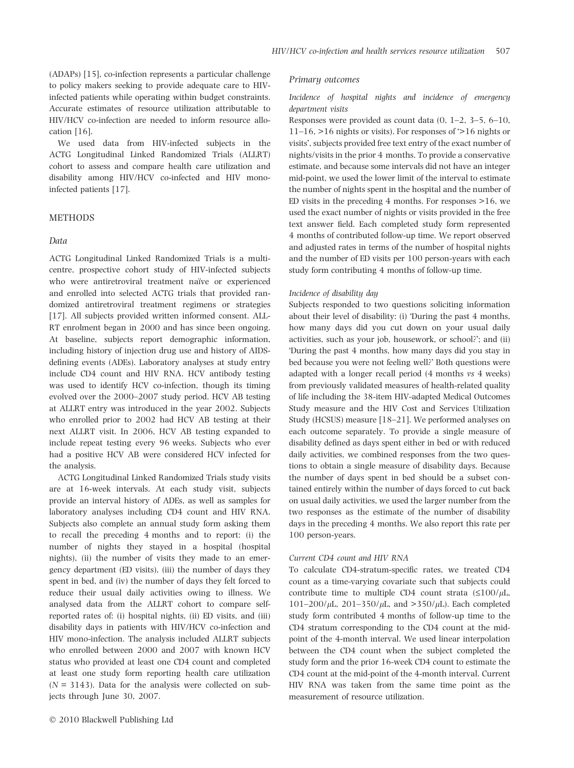(ADAPs) [15], co-infection represents a particular challenge to policy makers seeking to provide adequate care to HIV-infected patients while operating within budget constraints. Accurate estimates of resource utilization attributable to HIV/HCV co-infection are needed to inform resource allocation [16].

We used data from HIV-infected subjects in the ACTG Longitudinal Linked Randomized Trials (ALLRT) cohort to assess and compare health care utilization and disability among HIV/HCV co-infected and HIV mono-infected patients [17].

## METHODS

### Data

ACTG Longitudinal Linked Randomized Trials is a multicentre, prospective cohort study of HIV-infected subjects who were antiretroviral treatment naïve or experienced and enrolled into selected ACTG trials that provided randomized antiretroviral treatment regimens or strategies [17]. All subjects provided written informed consent. ALLRT enrolment began in 2000 and has since been ongoing. At baseline, subjects report demographic information, including history of injection drug use and history of AIDS-defining events (ADEs). Laboratory analyses at study entry include CD4 count and HIV RNA. HCV antibody testing was used to identify HCV co-infection, though its timing evolved over the 2000–2007 study period. HCV AB testing at ALLRT entry was introduced in the year 2002. Subjects who enrolled prior to 2002 had HCV AB testing at their next ALLRT visit. In 2006, HCV AB testing expanded to include repeat testing every 96 weeks. Subjects who ever had a positive HCV AB were considered HCV infected for the analysis.

ACTG Longitudinal Linked Randomized Trials study visits are at 16-week intervals. At each study visit, subjects provide an interval history of ADEs, as well as samples for laboratory analyses including CD4 count and HIV RNA. Subjects also complete an annual study form asking them to recall the preceding 4 months and to report: (i) the number of nights they stayed in a hospital (hospital nights), (ii) the number of visits they made to an emergency department (ED visits), (iii) the number of days they spent in bed, and (iv) the number of days they felt forced to reduce their usual daily activities owing to illness. We analysed data from the ALLRT cohort to compare self-reported rates of: (i) hospital nights, (ii) ED visits, and (iii) disability days in patients with HIV/HCV co-infection and HIV mono-infection. The analysis included ALLRT subjects who enrolled between 2000 and 2007 with known HCV status who provided at least one CD4 count and completed at least one study form reporting health care utilization ($N = 3143$). Data for the analysis were collected on subjects through June 30, 2007.

### Primary outcomes

#### *Incidence of hospital nights and incidence of emergency department visits*

Responses were provided as count data (0, 1–2, 3–5, 6–10, 11–16, >16 nights or visits). For responses of '>16 nights or visits', subjects provided free text entry of the exact number of nights/visits in the prior 4 months. To provide a conservative estimate, and because some intervals did not have an integer mid-point, we used the lower limit of the interval to estimate the number of nights spent in the hospital and the number of ED visits in the preceding 4 months. For responses >16, we used the exact number of nights or visits provided in the free text answer field. Each completed study form represented 4 months of contributed follow-up time. We report observed and adjusted rates in terms of the number of hospital nights and the number of ED visits per 100 person-years with each study form contributing 4 months of follow-up time.

#### *Incidence of disability day*

Subjects responded to two questions soliciting information about their level of disability: (i) 'During the past 4 months, how many days did you cut down on your usual daily activities, such as your job, housework, or school?'; and (ii) 'During the past 4 months, how many days did you stay in bed because you were not feeling well?' Both questions were adapted with a longer recall period (4 months *vs* 4 weeks) from previously validated measures of health-related quality of life including the 38-item HIV-adapted Medical Outcomes Study measure and the HIV Cost and Services Utilization Study (HCSUS) measure [18–21]. We performed analyses on each outcome separately. To provide a single measure of disability defined as days spent either in bed or with reduced daily activities, we combined responses from the two questions to obtain a single measure of disability days. Because the number of days spent in bed should be a subset contained entirely within the number of days forced to cut back on usual daily activities, we used the larger number from the two responses as the estimate of the number of disability days in the preceding 4 months. We also report this rate per 100 person-years.

#### *Current CD4 count and HIV RNA*

To calculate CD4-stratum-specific rates, we treated CD4 count as a time-varying covariate such that subjects could contribute time to multiple CD4 count strata ($\leq 100/\mu L$, $101–200/\mu L$, $201–350/\mu L$, and $>350/\mu L$). Each completed study form contributed 4 months of follow-up time to the CD4 stratum corresponding to the CD4 count at the mid-point of the 4-month interval. We used linear interpolation between the CD4 count when the subject completed the study form and the prior 16-week CD4 count to estimate the CD4 count at the mid-point of the 4-month interval. Current HIV RNA was taken from the same time point as the measurement of resource utilization.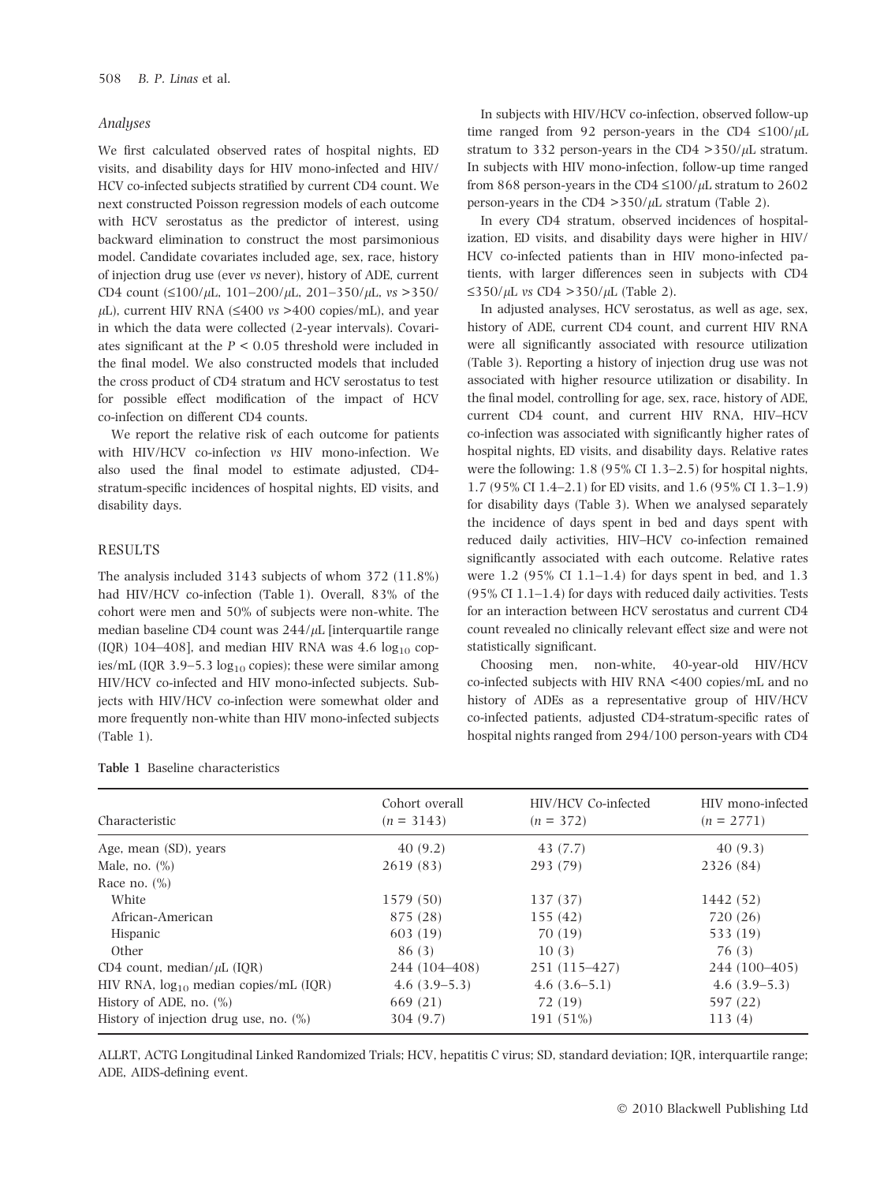### *Analyses*

We first calculated observed rates of hospital nights, ED visits, and disability days for HIV mono-infected and HIV/HCV co-infected subjects stratified by current CD4 count. We next constructed Poisson regression models of each outcome with HCV serostatus as the predictor of interest, using backward elimination to construct the most parsimonious model. Candidate covariates included age, sex, race, history of injection drug use (ever *vs* never), history of ADE, current CD4 count (≤100/μL, 101–200/μL, 201–350/μL, *vs* >350/μL), current HIV RNA (≤400 *vs* >400 copies/mL), and year in which the data were collected (2-year intervals). Covariates significant at the $P < 0.05$ threshold were included in the final model. We also constructed models that included the cross product of CD4 stratum and HCV serostatus to test for possible effect modification of the impact of HCV co-infection on different CD4 counts.

We report the relative risk of each outcome for patients with HIV/HCV co-infection *vs* HIV mono-infection. We also used the final model to estimate adjusted, CD4-stratum-specific incidences of hospital nights, ED visits, and disability days.

## RESULTS

The analysis included 3143 subjects of whom 372 (11.8%) had HIV/HCV co-infection (Table 1). Overall, 83% of the cohort were men and 50% of subjects were non-white. The median baseline CD4 count was 244/μL [interquartile range (IQR) 104–408], and median HIV RNA was 4.6 $\log_{10}$ copies/mL (IQR 3.9–5.3 $\log_{10}$ copies); these were similar among HIV/HCV co-infected and HIV mono-infected subjects. Subjects with HIV/HCV co-infection were somewhat older and more frequently non-white than HIV mono-infected subjects (Table 1).

In subjects with HIV/HCV co-infection, observed follow-up time ranged from 92 person-years in the CD4 ≤100/μL stratum to 332 person-years in the CD4 >350/μL stratum. In subjects with HIV mono-infection, follow-up time ranged from 868 person-years in the CD4 ≤100/μL stratum to 2602 person-years in the CD4 >350/μL stratum (Table 2).

In every CD4 stratum, observed incidences of hospitalization, ED visits, and disability days were higher in HIV/HCV co-infected patients than in HIV mono-infected patients, with larger differences seen in subjects with CD4 ≤350/μL *vs* CD4 >350/μL (Table 2).

In adjusted analyses, HCV serostatus, as well as age, sex, history of ADE, current CD4 count, and current HIV RNA were all significantly associated with resource utilization (Table 3). Reporting a history of injection drug use was not associated with higher resource utilization or disability. In the final model, controlling for age, sex, race, history of ADE, current CD4 count, and current HIV RNA, HIV–HCV co-infection was associated with significantly higher rates of hospital nights, ED visits, and disability days. Relative rates were the following: 1.8 (95% CI 1.3–2.5) for hospital nights, 1.7 (95% CI 1.4–2.1) for ED visits, and 1.6 (95% CI 1.3–1.9) for disability days (Table 3). When we analysed separately the incidence of days spent in bed and days spent with reduced daily activities, HIV–HCV co-infection remained significantly associated with each outcome. Relative rates were 1.2 (95% CI 1.1–1.4) for days spent in bed, and 1.3 (95% CI 1.1–1.4) for days with reduced daily activities. Tests for an interaction between HCV serostatus and current CD4 count revealed no clinically relevant effect size and were not statistically significant.

Choosing men, non-white, 40-year-old HIV/HCV co-infected subjects with HIV RNA <400 copies/mL and no history of ADEs as a representative group of HIV/HCV co-infected patients, adjusted CD4-stratum-specific rates of hospital nights ranged from 294/100 person-years with CD4

**Table 1** Baseline characteristics

| Characteristic | Cohort overall ($n$ = 3143) | HIV/HCV Co-infected ($n$ = 372) | HIV mono-infected ($n$ = 2771) |
|---|---|---|---|
| Age, mean (SD), years | 40 (9.2) | 43 (7.7) | 40 (9.3) |
| Male, no. (%) | 2619 (83) | 293 (79) | 2326 (84) |
| Race no. (%) | | | |
| White | 1579 (50) | 137 (37) | 1442 (52) |
| African-American | 875 (28) | 155 (42) | 720 (26) |
| Hispanic | 603 (19) | 70 (19) | 533 (19) |
| Other | 86 (3) | 10 (3) | 76 (3) |
| CD4 count, median/μL (IQR) | 244 (104–408) | 251 (115–427) | 244 (100–405) |
| HIV RNA, $\log_{10}$ median copies/mL (IQR) | 4.6 (3.9–5.3) | 4.6 (3.6–5.1) | 4.6 (3.9–5.3) |
| History of ADE, no. (%) | 669 (21) | 72 (19) | 597 (22) |
| History of injection drug use, no. (%) | 304 (9.7) | 191 (51%) | 113 (4) |

ALLRT, ACTG Longitudinal Linked Randomized Trials; HCV, hepatitis C virus; SD, standard deviation; IQR, interquartile range; ADE, AIDS-defining event.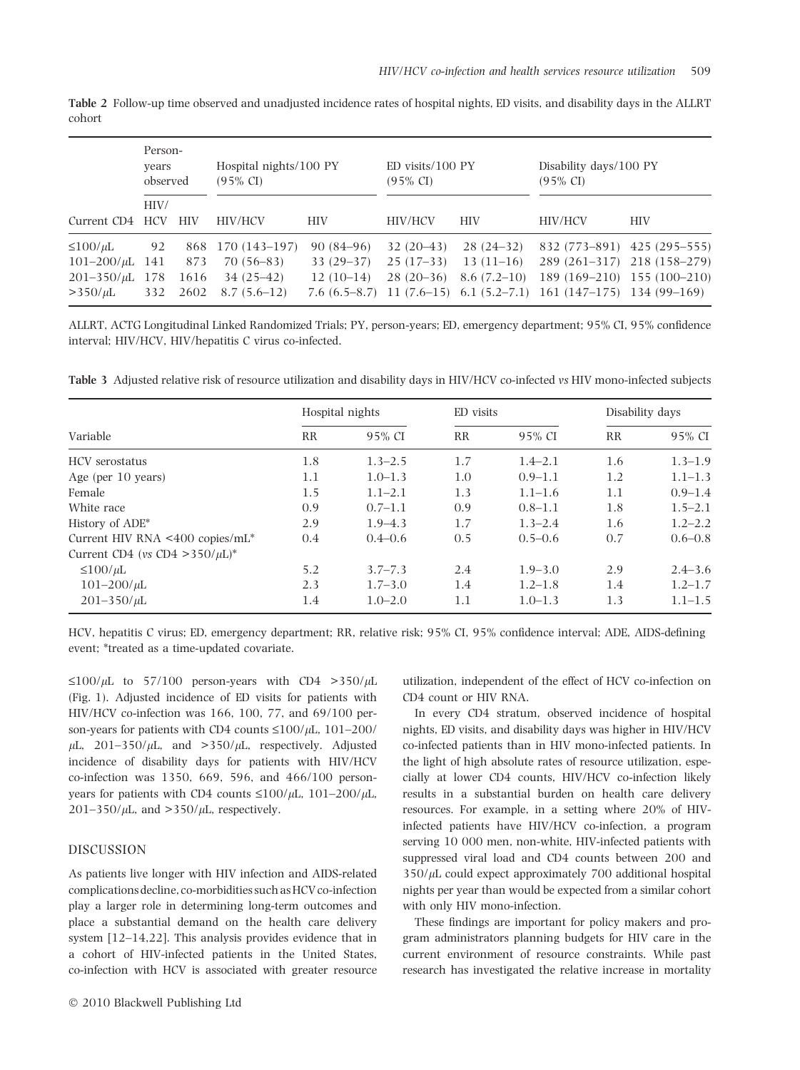**Table 2** Follow-up time observed and unadjusted incidence rates of hospital nights, ED visits, and disability days in the ALLRT cohort

| | Person-years observed | | Hospital nights/100 PY (95% CI) | | ED visits/100 PY (95% CI) | | Disability days/100 PY (95% CI) | |
|---|---|---|---|---|---|---|---|---|
| Current CD4 | HIV/ HCV | HIV | HIV/HCV | HIV | HIV/HCV | HIV | HIV/HCV | HIV |
| ≤100/μL | 92 | 868 | 170 (143–197) | 90 (84–96) | 32 (20–43) | 28 (24–32) | 832 (773–891) | 425 (295–555) |
| 101–200/μL | 141 | 873 | 70 (56–83) | 33 (29–37) | 25 (17–33) | 13 (11–16) | 289 (261–317) | 218 (158–279) |
| 201–350/μL | 178 | 1616 | 34 (25–42) | 12 (10–14) | 28 (20–36) | 8.6 (7.2–10) | 189 (169–210) | 155 (100–210) |
| >350/μL | 332 | 2602 | 8.7 (5.6–12) | 7.6 (6.5–8.7) | 11 (7.6–15) | 6.1 (5.2–7.1) | 161 (147–175) | 134 (99–169) |

ALLRT, ACTG Longitudinal Linked Randomized Trials; PY, person-years; ED, emergency department; 95% CI, 95% confidence interval; HIV/HCV, HIV/hepatitis C virus co-infected.

**Table 3** Adjusted relative risk of resource utilization and disability days in HIV/HCV co-infected *vs* HIV mono-infected subjects

| | Hospital nights | | ED visits | | Disability days | |
|---|---|---|---|---|---|---|
| Variable | RR | 95% CI | RR | 95% CI | RR | 95% CI |
| HCV serostatus | 1.8 | 1.3–2.5 | 1.7 | 1.4–2.1 | 1.6 | 1.3–1.9 |
| Age (per 10 years) | 1.1 | 1.0–1.3 | 1.0 | 0.9–1.1 | 1.2 | 1.1–1.3 |
| Female | 1.5 | 1.1–2.1 | 1.3 | 1.1–1.6 | 1.1 | 0.9–1.4 |
| White race | 0.9 | 0.7–1.1 | 0.9 | 0.8–1.1 | 1.8 | 1.5–2.1 |
| History of ADE* | 2.9 | 1.9–4.3 | 1.7 | 1.3–2.4 | 1.6 | 1.2–2.2 |
| Current HIV RNA <400 copies/mL* | 0.4 | 0.4–0.6 | 0.5 | 0.5–0.6 | 0.7 | 0.6–0.8 |
| Current CD4 (*vs* CD4 >350/μL)* | | | | | | |
| ≤100/μL | 5.2 | 3.7–7.3 | 2.4 | 1.9–3.0 | 2.9 | 2.4–3.6 |
| 101–200/μL | 2.3 | 1.7–3.0 | 1.4 | 1.2–1.8 | 1.4 | 1.2–1.7 |
| 201–350/μL | 1.4 | 1.0–2.0 | 1.1 | 1.0–1.3 | 1.3 | 1.1–1.5 |

HCV, hepatitis C virus; ED, emergency department; RR, relative risk; 95% CI, 95% confidence interval; ADE, AIDS-defining event; *treated as a time-updated covariate.

≤100/μL to 57/100 person-years with CD4 >350/μL (Fig. 1). Adjusted incidence of ED visits for patients with HIV/HCV co-infection was 166, 100, 77, and 69/100 person-years for patients with CD4 counts ≤100/μL, 101–200/μL, 201–350/μL, and >350/μL, respectively. Adjusted incidence of disability days for patients with HIV/HCV co-infection was 1350, 669, 596, and 466/100 person-years for patients with CD4 counts ≤100/μL, 101–200/μL, 201–350/μL, and >350/μL, respectively.

## DISCUSSION

As patients live longer with HIV infection and AIDS-related complications decline, co-morbidities such as HCV co-infection play a larger role in determining long-term outcomes and place a substantial demand on the health care delivery system [12–14,22]. This analysis provides evidence that in a cohort of HIV-infected patients in the United States, co-infection with HCV is associated with greater resource utilization, independent of the effect of HCV co-infection on CD4 count or HIV RNA.

In every CD4 stratum, observed incidence of hospital nights, ED visits, and disability days was higher in HIV/HCV co-infected patients than in HIV mono-infected patients. In the light of high absolute rates of resource utilization, especially at lower CD4 counts, HIV/HCV co-infection likely results in a substantial burden on health care delivery resources. For example, in a setting where 20% of HIV-infected patients have HIV/HCV co-infection, a program serving 10 000 men, non-white, HIV-infected patients with suppressed viral load and CD4 counts between 200 and 350/μL could expect approximately 700 additional hospital nights per year than would be expected from a similar cohort with only HIV mono-infection.

These findings are important for policy makers and program administrators planning budgets for HIV care in the current environment of resource constraints. While past research has investigated the relative increase in mortality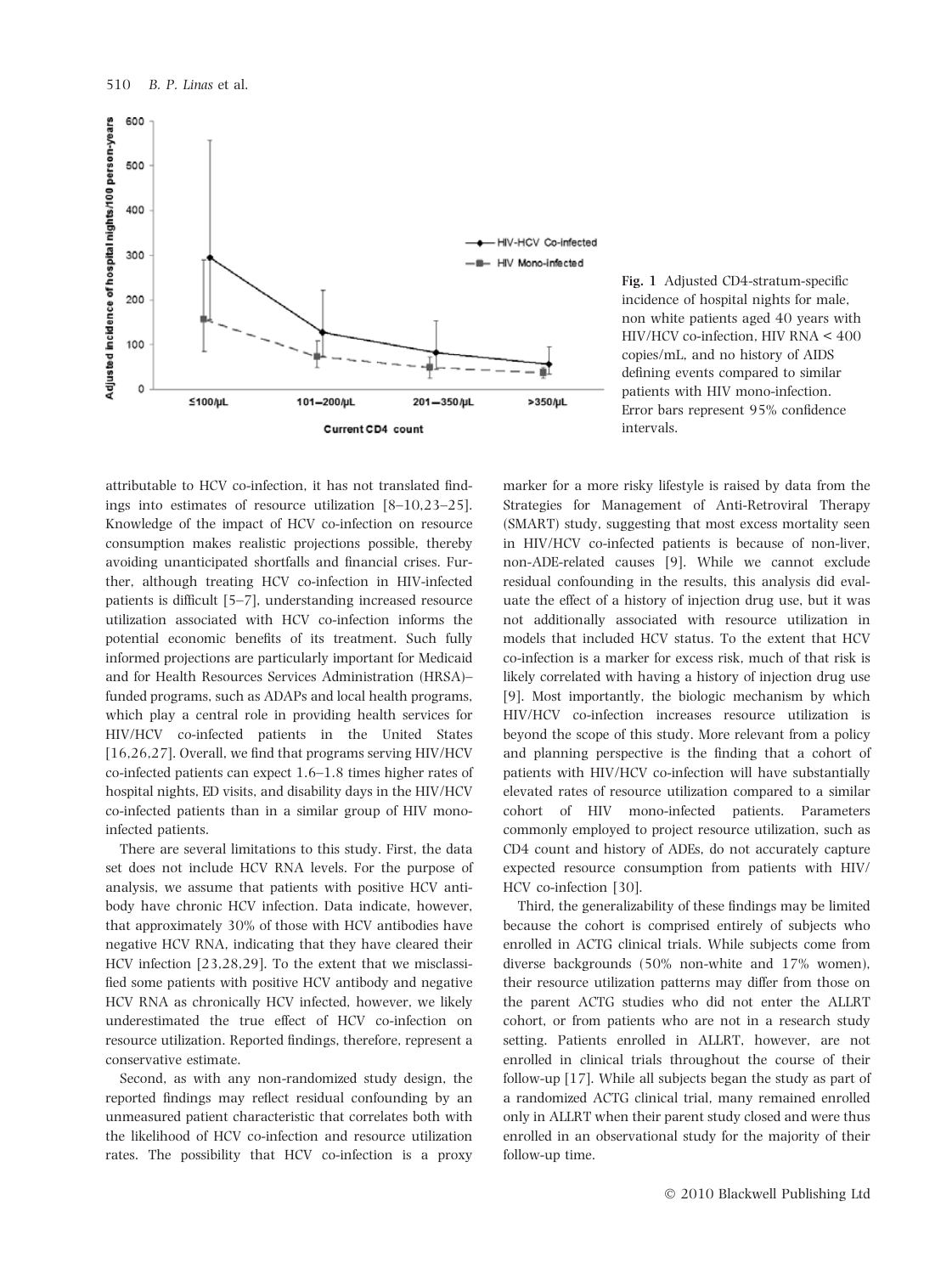Fig. 1 Adjusted CD4-stratum-specific incidence of hospital nights for male, non white patients aged 40 years with HIV/HCV co-infection, HIV RNA < 400 copies/mL, and no history of AIDS defining events compared to similar patients with HIV mono-infection. Error bars represent 95% confidence intervals.

attributable to HCV co-infection, it has not translated findings into estimates of resource utilization [8–10,23–25]. Knowledge of the impact of HCV co-infection on resource consumption makes realistic projections possible, thereby avoiding unanticipated shortfalls and financial crises. Further, although treating HCV co-infection in HIV-infected patients is difficult [5–7], understanding increased resource utilization associated with HCV co-infection informs the potential economic benefits of its treatment. Such fully informed projections are particularly important for Medicaid and for Health Resources Services Administration (HRSA)–funded programs, such as ADAPs and local health programs, which play a central role in providing health services for HIV/HCV co-infected patients in the United States [16,26,27]. Overall, we find that programs serving HIV/HCV co-infected patients can expect 1.6–1.8 times higher rates of hospital nights, ED visits, and disability days in the HIV/HCV co-infected patients than in a similar group of HIV mono-infected patients.

There are several limitations to this study. First, the data set does not include HCV RNA levels. For the purpose of analysis, we assume that patients with positive HCV antibody have chronic HCV infection. Data indicate, however, that approximately 30% of those with HCV antibodies have negative HCV RNA, indicating that they have cleared their HCV infection [23,28,29]. To the extent that we misclassified some patients with positive HCV antibody and negative HCV RNA as chronically HCV infected, however, we likely underestimated the true effect of HCV co-infection on resource utilization. Reported findings, therefore, represent a conservative estimate.

Second, as with any non-randomized study design, the reported findings may reflect residual confounding by an unmeasured patient characteristic that correlates both with the likelihood of HCV co-infection and resource utilization rates. The possibility that HCV co-infection is a proxy marker for a more risky lifestyle is raised by data from the Strategies for Management of Anti-Retroviral Therapy (SMART) study, suggesting that most excess mortality seen in HIV/HCV co-infected patients is because of non-liver, non-ADE-related causes [9]. While we cannot exclude residual confounding in the results, this analysis did evaluate the effect of a history of injection drug use, but it was not additionally associated with resource utilization in models that included HCV status. To the extent that HCV co-infection is a marker for excess risk, much of that risk is likely correlated with having a history of injection drug use [9]. Most importantly, the biologic mechanism by which HIV/HCV co-infection increases resource utilization is beyond the scope of this study. More relevant from a policy and planning perspective is the finding that a cohort of patients with HIV/HCV co-infection will have substantially elevated rates of resource utilization compared to a similar cohort of HIV mono-infected patients. Parameters commonly employed to project resource utilization, such as CD4 count and history of ADEs, do not accurately capture expected resource consumption from patients with HIV/HCV co-infection [30].

Third, the generalizability of these findings may be limited because the cohort is comprised entirely of subjects who enrolled in ACTG clinical trials. While subjects come from diverse backgrounds (50% non-white and 17% women), their resource utilization patterns may differ from those on the parent ACTG studies who did not enter the ALLRT cohort, or from patients who are not in a research study setting. Patients enrolled in ALLRT, however, are not enrolled in clinical trials throughout the course of their follow-up [17]. While all subjects began the study as part of a randomized ACTG clinical trial, many remained enrolled only in ALLRT when their parent study closed and were thus enrolled in an observational study for the majority of their follow-up time.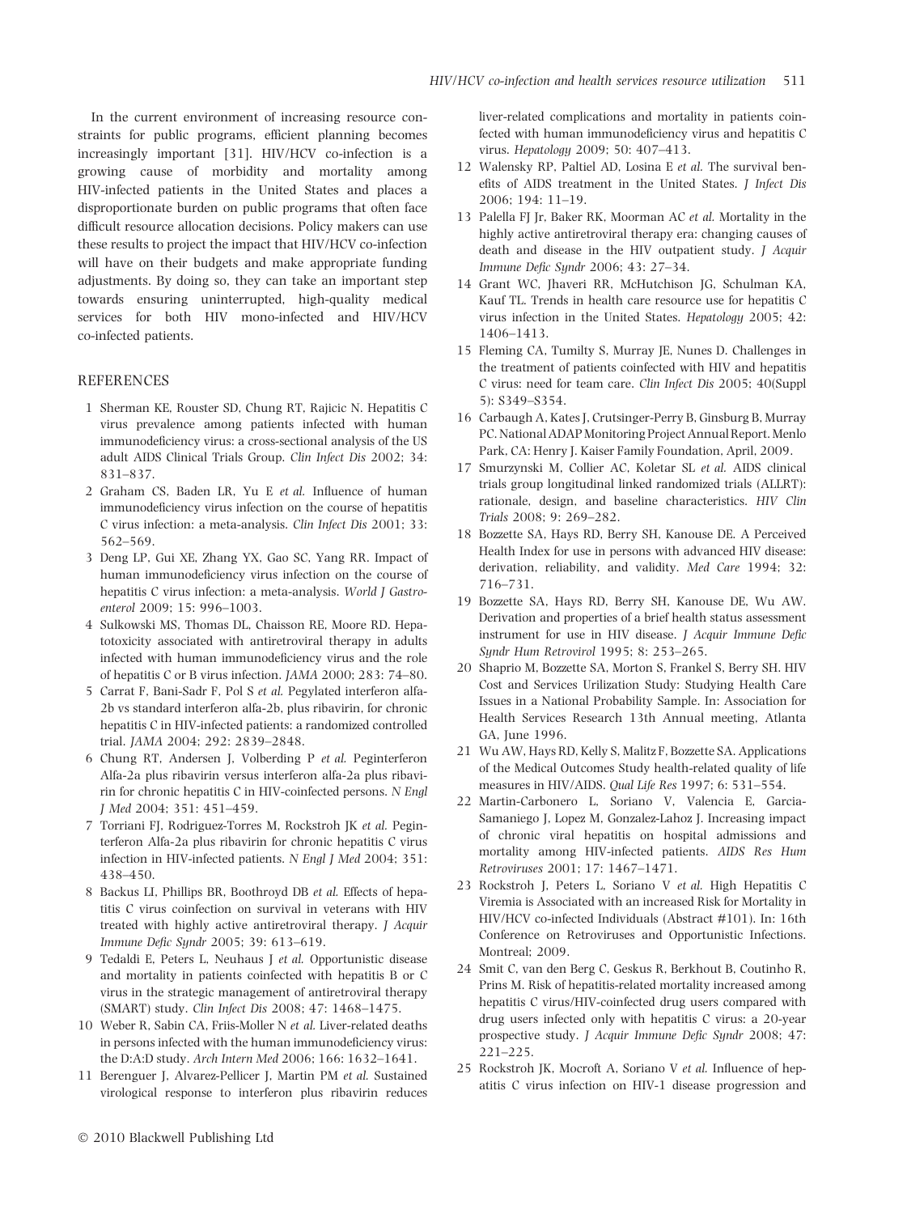In the current environment of increasing resource constraints for public programs, efficient planning becomes increasingly important [31]. HIV/HCV co-infection is a growing cause of morbidity and mortality among HIV-infected patients in the United States and places a disproportionate burden on public programs that often face difficult resource allocation decisions. Policy makers can use these results to project the impact that HIV/HCV co-infection will have on their budgets and make appropriate funding adjustments. By doing so, they can take an important step towards ensuring uninterrupted, high-quality medical services for both HIV mono-infected and HIV/HCV co-infected patients.

## REFERENCES

1. Sherman KE, Rouster SD, Chung RT, Rajicic N. Hepatitis C virus prevalence among patients infected with human immunodeficiency virus: a cross-sectional analysis of the US adult AIDS Clinical Trials Group. *Clin Infect Dis* 2002; 34: 831–837.
2. Graham CS, Baden LR, Yu E *et al.* Influence of human immunodeficiency virus infection on the course of hepatitis C virus infection: a meta-analysis. *Clin Infect Dis* 2001; 33: 562–569.
3. Deng LP, Gui XE, Zhang YX, Gao SC, Yang RR. Impact of human immunodeficiency virus infection on the course of hepatitis C virus infection: a meta-analysis. *World J Gastroenterol* 2009; 15: 996–1003.
4. Sulkowski MS, Thomas DL, Chaisson RE, Moore RD. Hepatotoxicity associated with antiretroviral therapy in adults infected with human immunodeficiency virus and the role of hepatitis C or B virus infection. *JAMA* 2000; 283: 74–80.
5. Carrat F, Bani-Sadr F, Pol S *et al.* Pegylated interferon alfa-2b vs standard interferon alfa-2b, plus ribavirin, for chronic hepatitis C in HIV-infected patients: a randomized controlled trial. *JAMA* 2004; 292: 2839–2848.
6. Chung RT, Andersen J, Volberding P *et al.* Peginterferon Alfa-2a plus ribavirin versus interferon alfa-2a plus ribavirin for chronic hepatitis C in HIV-coinfected persons. *N Engl J Med* 2004; 351: 451–459.
7. Torriani FJ, Rodriguez-Torres M, Rockstroh JK *et al.* Peginterferon Alfa-2a plus ribavirin for chronic hepatitis C virus infection in HIV-infected patients. *N Engl J Med* 2004; 351: 438–450.
8. Backus LI, Phillips BR, Boothroyd DB *et al.* Effects of hepatitis C virus coinfection on survival in veterans with HIV treated with highly active antiretroviral therapy. *J Acquir Immune Defic Syndr* 2005; 39: 613–619.
9. Tedaldi E, Peters L, Neuhaus J *et al.* Opportunistic disease and mortality in patients coinfected with hepatitis B or C virus in the strategic management of antiretroviral therapy (SMART) study. *Clin Infect Dis* 2008; 47: 1468–1475.
10. Weber R, Sabin CA, Friis-Moller N *et al.* Liver-related deaths in persons infected with the human immunodeficiency virus: the D:A:D study. *Arch Intern Med* 2006; 166: 1632–1641.
11. Berenguer J, Alvarez-Pellicer J, Martin PM *et al.* Sustained virological response to interferon plus ribavirin reduces liver-related complications and mortality in patients coinfected with human immunodeficiency virus and hepatitis C virus. *Hepatology* 2009; 50: 407–413.
12. Walensky RP, Paltiel AD, Losina E *et al.* The survival benefits of AIDS treatment in the United States. *J Infect Dis* 2006; 194: 11–19.
13. Palella FJ Jr, Baker RK, Moorman AC *et al.* Mortality in the highly active antiretroviral therapy era: changing causes of death and disease in the HIV outpatient study. *J Acquir Immune Defic Syndr* 2006; 43: 27–34.
14. Grant WC, Jhaveri RR, McHutchison JG, Schulman KA, Kauf TL. Trends in health care resource use for hepatitis C virus infection in the United States. *Hepatology* 2005; 42: 1406–1413.
15. Fleming CA, Tumilty S, Murray JE, Nunes D. Challenges in the treatment of patients coinfected with HIV and hepatitis C virus: need for team care. *Clin Infect Dis* 2005; 40(Suppl 5): S349–S354.
16. Carbaugh A, Kates J, Crutsinger-Perry B, Ginsburg B, Murray PC. National ADAP Monitoring Project Annual Report. Menlo Park, CA: Henry J. Kaiser Family Foundation, April, 2009.
17. Smurzynski M, Collier AC, Koletar SL *et al.* AIDS clinical trials group longitudinal linked randomized trials (ALLRT): rationale, design, and baseline characteristics. *HIV Clin Trials* 2008; 9: 269–282.
18. Bozzette SA, Hays RD, Berry SH, Kanouse DE. A Perceived Health Index for use in persons with advanced HIV disease: derivation, reliability, and validity. *Med Care* 1994; 32: 716–731.
19. Bozzette SA, Hays RD, Berry SH, Kanouse DE, Wu AW. Derivation and properties of a brief health status assessment instrument for use in HIV disease. *J Acquir Immune Defic Syndr Hum Retrovirol* 1995; 8: 253–265.
20. Shaprio M, Bozzette SA, Morton S, Frankel S, Berry SH. HIV Cost and Services Urilization Study: Studying Health Care Issues in a National Probability Sample. In: Association for Health Services Research 13th Annual meeting, Atlanta GA, June 1996.
21. Wu AW, Hays RD, Kelly S, Malitz F, Bozzette SA. Applications of the Medical Outcomes Study health-related quality of life measures in HIV/AIDS. *Qual Life Res* 1997; 6: 531–554.
22. Martin-Carbonero L, Soriano V, Valencia E, Garcia-Samaniego J, Lopez M, Gonzalez-Lahoz J. Increasing impact of chronic viral hepatitis on hospital admissions and mortality among HIV-infected patients. *AIDS Res Hum Retroviruses* 2001; 17: 1467–1471.
23. Rockstroh J, Peters L, Soriano V *et al.* High Hepatitis C Viremia is Associated with an increased Risk for Mortality in HIV/HCV co-infected Individuals (Abstract #101). In: 16th Conference on Retroviruses and Opportunistic Infections. Montreal; 2009.
24. Smit C, van den Berg C, Geskus R, Berkhout B, Coutinho R, Prins M. Risk of hepatitis-related mortality increased among hepatitis C virus/HIV-coinfected drug users compared with drug users infected only with hepatitis C virus: a 20-year prospective study. *J Acquir Immune Defic Syndr* 2008; 47: 221–225.
25. Rockstroh JK, Mocroft A, Soriano V *et al.* Influence of hepatitis C virus infection on HIV-1 disease progression and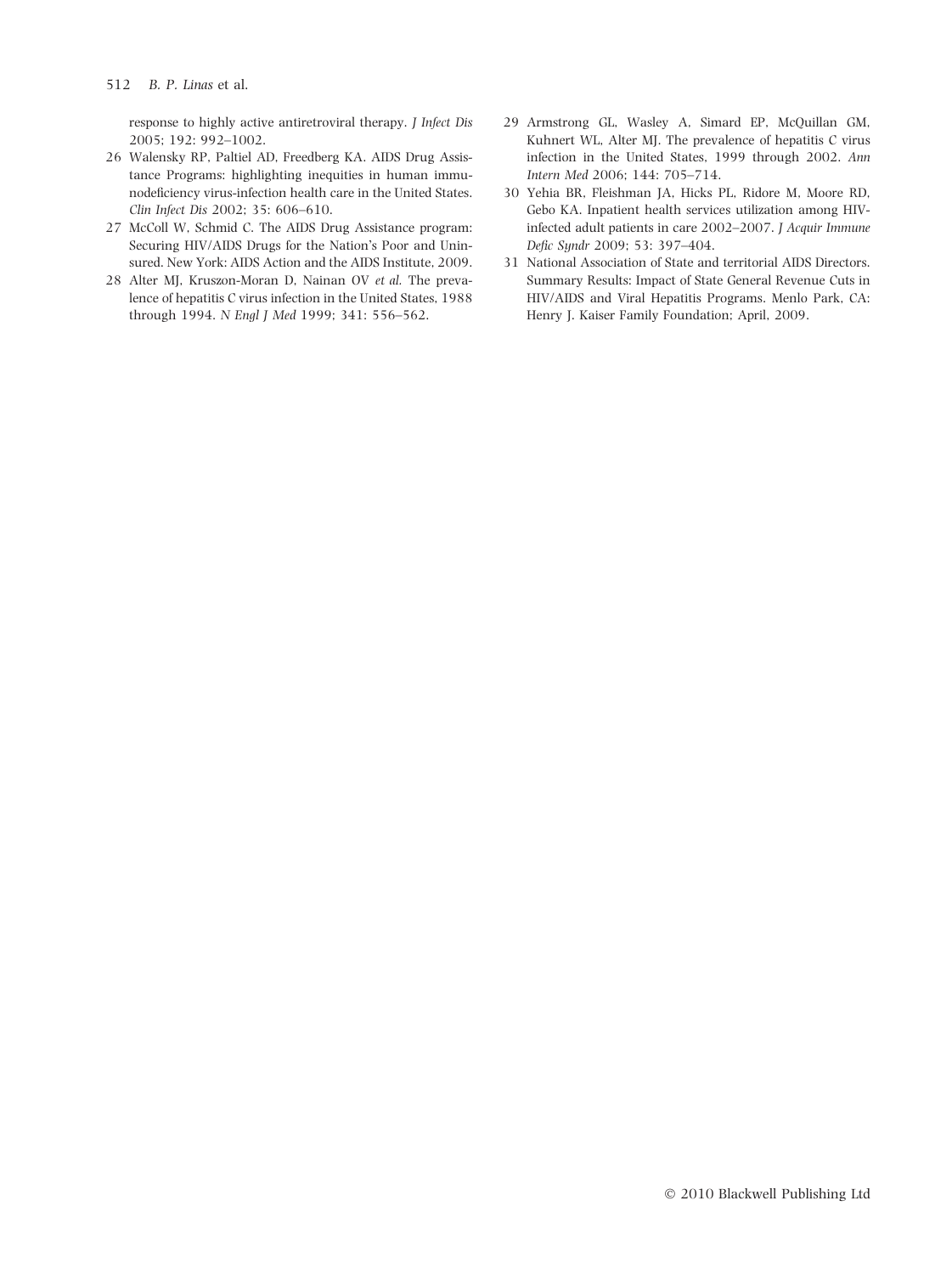response to highly active antiretroviral therapy. *J Infect Dis* 2005; 192: 992–1002.

26 Walensky RP, Paltiel AD, Freedberg KA. AIDS Drug Assistance Programs: highlighting inequities in human immunodeficiency virus-infection health care in the United States. *Clin Infect Dis* 2002; 35: 606–610.

27 McColl W, Schmid C. The AIDS Drug Assistance program: Securing HIV/AIDS Drugs for the Nation's Poor and Uninsured. New York: AIDS Action and the AIDS Institute, 2009.

28 Alter MJ, Kruszon-Moran D, Nainan OV *et al.* The prevalence of hepatitis C virus infection in the United States, 1988 through 1994. *N Engl J Med* 1999; 341: 556–562.

29 Armstrong GL, Wasley A, Simard EP, McQuillan GM, Kuhnert WL, Alter MJ. The prevalence of hepatitis C virus infection in the United States, 1999 through 2002. *Ann Intern Med* 2006; 144: 705–714.

30 Yehia BR, Fleishman JA, Hicks PL, Ridore M, Moore RD, Gebo KA. Inpatient health services utilization among HIV-infected adult patients in care 2002–2007. *J Acquir Immune Defic Syndr* 2009; 53: 397–404.

31 National Association of State and territorial AIDS Directors. Summary Results: Impact of State General Revenue Cuts in HIV/AIDS and Viral Hepatitis Programs. Menlo Park, CA: Henry J. Kaiser Family Foundation; April, 2009.